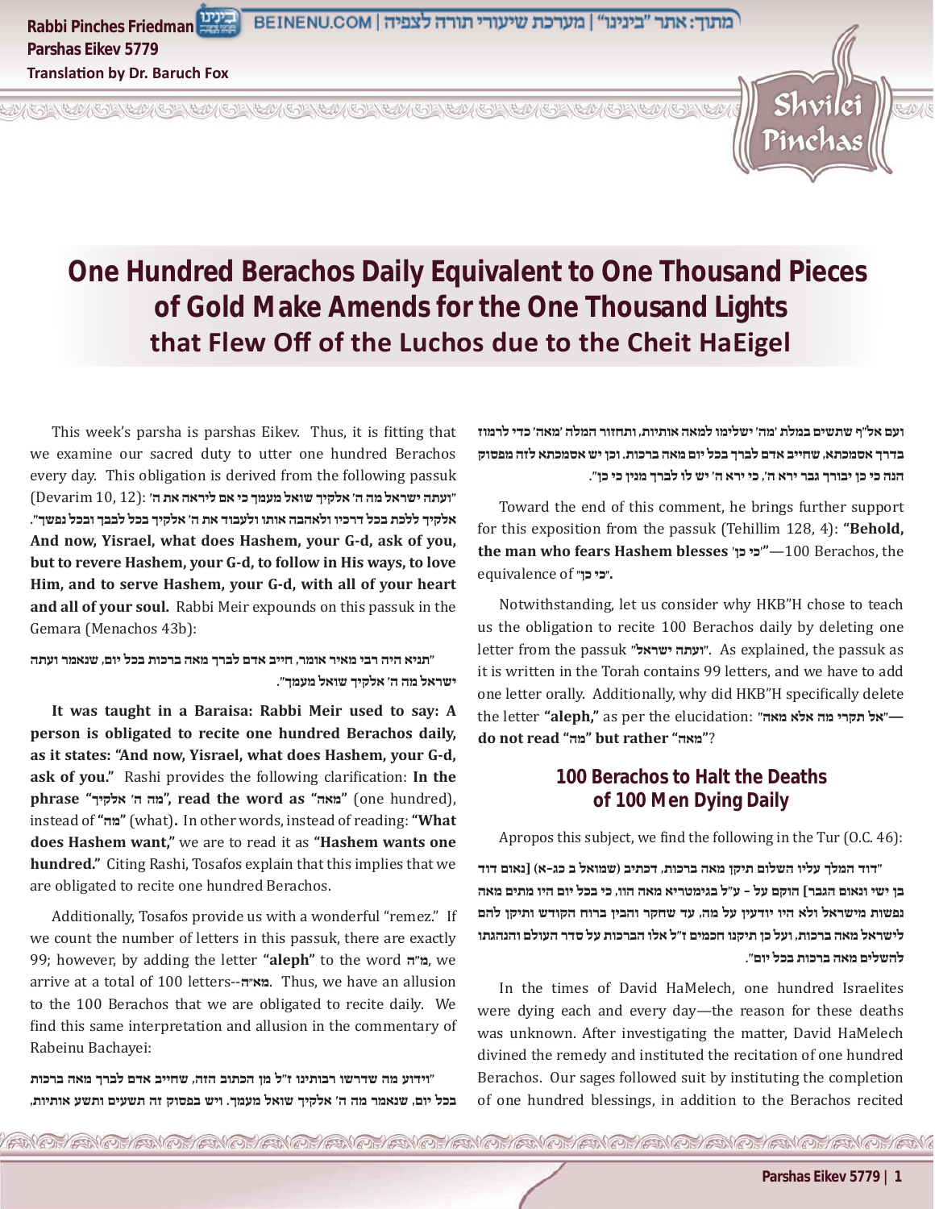# One Hundred Berachos Daily Equivalent to One Thousand Pieces of Gold Make Amends for the One Thousand Lights that Flew Off of the Luchos due to the Cheit HaEigel

This week's parsha is parshas Eikev. Thus, it is fitting that we examine our sacred duty to utter one hundred Berachos every day. This obligation is derived from the following passuk (Devarim 10, 12): **"ועתה ישראל מה ה' אלקיך שואל מעמך כי אם ליראה את ה' אלקיך ללכת בכל דרכיו ולאהבה אותו ולעבוד את ה' אלקיך בכל לבבך ובכל נפשך". And now, Yisrael, what does Hashem, your G-d, ask of you, but to revere Hashem, your G-d, to follow in His ways, to love Him, and to serve Hashem, your G-d, with all of your heart and all of your soul.** Rabbi Meir expounds on this passuk in the Gemara (Menachos 43b):

**"תניא היה רבי מאיר אומר, חייב אדם לברך מאה ברכות בכל יום, שנאמר ועתה ישראל מה ה' אלקיך שואל מעמך".**

**It was taught in a Baraisa: Rabbi Meir used to say: A person is obligated to recite one hundred Berachos daily, as it states: "And now, Yisrael, what does Hashem, your G-d, ask of you."** Rashi provides the following clarification: **In the phrase "מה ה' אלקיך", read the word as "מאה"** (one hundred), instead of **"מה"** (what). In other words, instead of reading: **"What does Hashem want,"** we are to read it as **"Hashem wants one hundred."** Citing Rashi, Tosafos explain that this implies that we are obligated to recite one hundred Berachos.

Additionally, Tosafos provide us with a wonderful "remez." If we count the number of letters in this passuk, there are exactly 99; however, by adding the letter **"aleph"** to the word מ"ה, we arrive at a total of 100 letters--מא"ה. Thus, we have an allusion to the 100 Berachos that we are obligated to recite daily. We find this same interpretation and allusion in the commentary of Rabeinu Bachayei:

**"וידוע מה שדרשו רבותינו ז"ל מן הכתוב הזה, שחייב אדם לברך מאה ברכות בכל יום, שנאמר מה ה' אלקיך שואל מעמך. ויש בפסוק זה תשעים ותשע אותיות, ועם אל"ף שתשים במלת 'מה' ישלימו למאה אותיות, ותחזור המלה 'מאה' כדי לרמוז בדרך אסמכתא, שחייב אדם לברך בכל יום מאה ברכות. וכן יש אסמכתא לזה מפסוק הנה כי כן יבורך גבר ירא ה', כי ירא ה' יש לו לברך מנין כי כן".**

Toward the end of this comment, he brings further support for this exposition from the passuk (Tehillim 128, 4): **"Behold, the man who fears Hashem blesses 'כי כן'"**—100 Berachos, the equivalence of **"כי כן".**

Notwithstanding, let us consider why HKB"H chose to teach us the obligation to recite 100 Berachos daily by deleting one letter from the passuk **"ועתה ישראל"**. As explained, the passuk as it is written in the Torah contains 99 letters, and we have to add one letter orally. Additionally, why did HKB"H specifically delete the letter **"aleph,"** as per the elucidation: **"אל תקרי מה אלא מאה"—do not read "מה" but rather "מאה"**?

## 100 Berachos to Halt the Deaths of 100 Men Dying Daily

Apropos this subject, we find the following in the Tur (O.C. 46):

**"דוד המלך עליו השלום תיקן מאה ברכות, דכתיב (שמואל ב כג-א) [נאום דוד בן ישי ונאום הגבר] הוקם על - ע"ל בגימטריא מאה הוו, כי בכל יום היו מתים מאה נפשות מישראל ולא היו יודעין על מה, עד שחקר והבין ברוח הקודש ותיקן להם לישראל מאה ברכות, ועל כן תיקנו חכמים ז"ל אלו הברכות על סדר העולם והנהגתו להשלים מאה ברכות בכל יום".**

In the times of David HaMelech, one hundred Israelites were dying each and every day—the reason for these deaths was unknown. After investigating the matter, David HaMelech divined the remedy and instituted the recitation of one hundred Berachos. Our sages followed suit by instituting the completion of one hundred blessings, in addition to the Berachos recited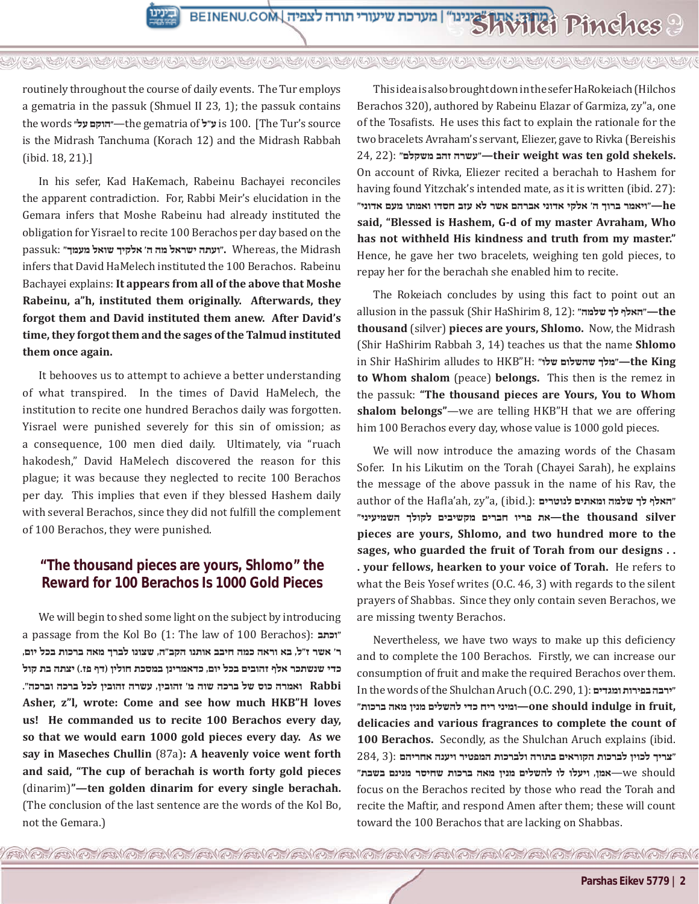routinely throughout the course of daily events. The Tur employs a gematria in the passuk (Shmuel II 23, 1); the passuk contains the words **"הוקם על"**—the gematria of **ע"ל** is 100. [The Tur's source is the Midrash Tanchuma (Korach 12) and the Midrash Rabbah (ibid. 18, 21).]

In his sefer, Kad HaKemach, Rabeinu Bachayei reconciles the apparent contradiction. For, Rabbi Meir's elucidation in the Gemara infers that Moshe Rabeinu had already instituted the obligation for Yisrael to recite 100 Berachos per day based on the passuk: **"ועתה ישראל מה ה' אלקיך שואל מעמך".** Whereas, the Midrash infers that David HaMelech instituted the 100 Berachos. Rabeinu Bachayei explains: **It appears from all of the above that Moshe Rabeinu, a"h, instituted them originally. Afterwards, they forgot them and David instituted them anew. After David's time, they forgot them and the sages of the Talmud instituted them once again.**

It behooves us to attempt to achieve a better understanding of what transpired. In the times of David HaMelech, the institution to recite one hundred Berachos daily was forgotten. Yisrael were punished severely for this sin of omission; as a consequence, 100 men died daily. Ultimately, via "ruach hakodesh," David HaMelech discovered the reason for this plague; it was because they neglected to recite 100 Berachos per day. This implies that even if they blessed Hashem daily with several Berachos, since they did not fulfill the complement of 100 Berachos, they were punished.

## "The thousand pieces are yours, Shlomo" the Reward for 100 Berachos Is 1000 Gold Pieces

We will begin to shed some light on the subject by introducing a passage from the Kol Bo (1: The law of 100 Berachos): **"וכתב ר' אשר ז"ל, בא וראה כמה חיבב אותנו הקב"ה, שצונו לברך מאה ברכות בכל יום, כדי שנשתכר אלף זהובים בכל יום, כדאמרינן במסכת חולין (דף פז.) יצתה בת קול ואמרה כוס של ברכה שוה מ' זהובין, עשרה זהובין לכל ברכה וברכה". Rabbi Asher, z"l, wrote: Come and see how much HKB"H loves us! He commanded us to recite 100 Berachos every day, so that we would earn 1000 gold pieces every day. As we say in Maseches Chullin** (87a)**: A heavenly voice went forth and said, "The cup of berachah is worth forty gold pieces** (dinarim)**"—ten golden dinarim for every single berachah.** (The conclusion of the last sentence are the words of the Kol Bo, not the Gemara.)

This idea is also brought down in the sefer HaRokeiach (Hilchos Berachos 320), authored by Rabeinu Elazar of Garmiza, zy"a, one of the Tosafists. He uses this fact to explain the rationale for the two bracelets Avraham's servant, Eliezer, gave to Rivka (Bereishis 24, 22): **"עשרה זהב משקלם"—their weight was ten gold shekels.** On account of Rivka, Eliezer recited a berachah to Hashem for having found Yitzchak's intended mate, as it is written (ibid. 27): **"ויאמר ברוך ה' אלקי אדוני אברהם אשר לא עזב חסדו ואמתו מעם אדוני"—he said, "Blessed is Hashem, G-d of my master Avraham, Who has not withheld His kindness and truth from my master."** Hence, he gave her two bracelets, weighing ten gold pieces, to repay her for the berachah she enabled him to recite.

The Rokeiach concludes by using this fact to point out an allusion in the passuk (Shir HaShirim 8, 12): **"האלף לך שלמה"—the thousand** (silver) **pieces are yours, Shlomo.** Now, the Midrash (Shir HaShirim Rabbah 3, 14) teaches us that the name **Shlomo** in Shir HaShirim alludes to HKB"H: **"מלך שהשלום שלו"—the King to Whom shalom** (peace) **belongs.** This then is the remez in the passuk: **"The thousand pieces are Yours, You to Whom shalom belongs"**—we are telling HKB"H that we are offering him 100 Berachos every day, whose value is 1000 gold pieces.

We will now introduce the amazing words of the Chasam Sofer. In his Likutim on the Torah (Chayei Sarah), he explains the message of the above passuk in the name of his Rav, the author of the Hafla'ah, zy"a, (ibid.): **"האלף לך שלמה ומאתים לנוטרים את פריו חברים מקשיבים לקולך השמיעיני"—the thousand silver pieces are yours, Shlomo, and two hundred more to the sages, who guarded the fruit of Torah from our designs . . . your fellows, hearken to your voice of Torah.** He refers to what the Beis Yosef writes (O.C. 46, 3) with regards to the silent prayers of Shabbas. Since they only contain seven Berachos, we are missing twenty Berachos.

Nevertheless, we have two ways to make up this deficiency and to complete the 100 Berachos. Firstly, we can increase our consumption of fruit and make the required Berachos over them. In the words of the Shulchan Aruch (O.C. 290, 1): **"ירבה בפירות ומגדים ומיני ריח כדי להשלים מנין מאה ברכות"—one should indulge in fruit, delicacies and various fragrances to complete the count of 100 Berachos.** Secondly, as the Shulchan Aruch explains (ibid. 284, 3): **"צריך לכוין לברכות הקוראים בתורה ולברכות המפטיר ויענה אחריהם אמן, ויעלו לו להשלים מנין מאה ברכות שחיסר מנינם בשבת"**—we should focus on the Berachos recited by those who read the Torah and recite the Maftir, and respond Amen after them; these will count toward the 100 Berachos that are lacking on Shabbas.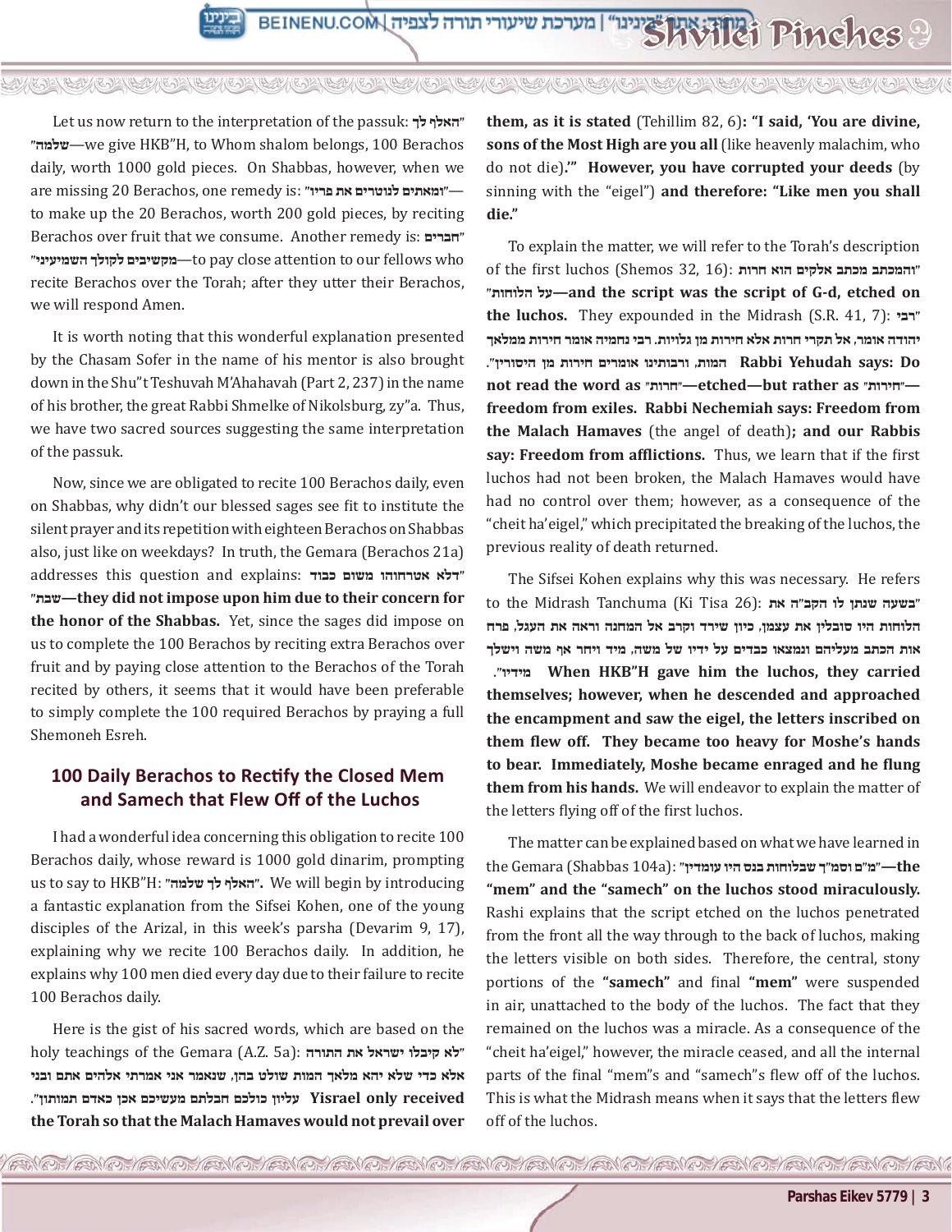Let us now return to the interpretation of the passuk: "האלף לך שלמה"—we give HKB"H, to Whom shalom belongs, 100 Berachos daily, worth 1000 gold pieces. On Shabbas, however, when we are missing 20 Berachos, one remedy is: "ומאתים לנוטרים את פריו"—to make up the 20 Berachos, worth 200 gold pieces, by reciting Berachos over fruit that we consume. Another remedy is: "חברים מקשיבים לקולך השמיעיני"—to pay close attention to our fellows who recite Berachos over the Torah; after they utter their Berachos, we will respond Amen.

It is worth noting that this wonderful explanation presented by the Chasam Sofer in the name of his mentor is also brought down in the Shu"t Teshuvah M'Ahahavah (Part 2, 237) in the name of his brother, the great Rabbi Shmelke of Nikolsburg, zy"a. Thus, we have two sacred sources suggesting the same interpretation of the passuk.

Now, since we are obligated to recite 100 Berachos daily, even on Shabbas, why didn't our blessed sages see fit to institute the silent prayer and its repetition with eighteen Berachos on Shabbas also, just like on weekdays? In truth, the Gemara (Berachos 21a) addresses this question and explains: **"דלא אטרחוהו משום כבוד שבת"—they did not impose upon him due to their concern for the honor of the Shabbas.** Yet, since the sages did impose on us to complete the 100 Berachos by reciting extra Berachos over fruit and by paying close attention to the Berachos of the Torah recited by others, it seems that it would have been preferable to simply complete the 100 required Berachos by praying a full Shemoneh Esreh.

## 100 Daily Berachos to Rectify the Closed Mem and Samech that Flew Off of the Luchos

I had a wonderful idea concerning this obligation to recite 100 Berachos daily, whose reward is 1000 gold dinarim, prompting us to say to HKB"H: "האלף לך שלמה". We will begin by introducing a fantastic explanation from the Sifsei Kohen, one of the young disciples of the Arizal, in this week's parsha (Devarim 9, 17), explaining why we recite 100 Berachos daily. In addition, he explains why 100 men died every day due to their failure to recite 100 Berachos daily.

Here is the gist of his sacred words, which are based on the holy teachings of the Gemara (A.Z. 5a): **"לא קיבלו ישראל את התורה אלא כדי שלא יהא מלאך המות שולט בהן, שנאמר אני אמרתי אלהים אתם ובני עליון כולכם חבלתם מעשיכם אכן כאדם תמותון". Yisrael only received the Torah so that the Malach Hamaves would not prevail over them, as it is stated** (Tehillim 82, 6)**: "I said, 'You are divine, sons of the Most High are you all** (like heavenly malachim, who do not die)**.'" However, you have corrupted your deeds** (by sinning with the "eigel") **and therefore: "Like men you shall die."**

To explain the matter, we will refer to the Torah's description of the first luchos (Shemos 32, 16): **"והמכתב מכתב אלקים הוא חרות על הלוחות"—and the script was the script of G-d, etched on the luchos.** They expounded in the Midrash (S.R. 41, 7): **"רבי יהודה אומר, אל תקרי חרות אלא חירות מן גלויות. רבי נחמיה אומר חירות ממלאך המות, ורבותינו אומרים חירות מן היסורין". Rabbi Yehudah says: Do not read the word as "חרות"—etched—but rather as "חירות"—freedom from exiles. Rabbi Nechemiah says: Freedom from the Malach Hamaves** (the angel of death)**; and our Rabbis say: Freedom from afflictions.** Thus, we learn that if the first luchos had not been broken, the Malach Hamaves would have had no control over them; however, as a consequence of the "cheit ha'eigel," which precipitated the breaking of the luchos, the previous reality of death returned.

The Sifsei Kohen explains why this was necessary. He refers to the Midrash Tanchuma (Ki Tisa 26): **"בשעה שנתן לו הקב"ה את הלוחות היו סובלין את עצמן, כיון שירד וקרב אל המחנה וראה את העגל, פרח אות הכתב מעליהם ונמצאו כבדים על ידיו של משה, מיד ויחר אף משה וישלך מידיו". When HKB"H gave him the luchos, they carried themselves; however, when he descended and approached the encampment and saw the eigel, the letters inscribed on them flew off. They became too heavy for Moshe's hands to bear. Immediately, Moshe became enraged and he flung them from his hands.** We will endeavor to explain the matter of the letters flying off of the first luchos.

The matter can be explained based on what we have learned in the Gemara (Shabbas 104a): **"מ"ם וסמ"ך שבלוחות בנס היו עומדין"—the "mem" and the "samech" on the luchos stood miraculously.** Rashi explains that the script etched on the luchos penetrated from the front all the way through to the back of luchos, making the letters visible on both sides. Therefore, the central, stony portions of the **"samech"** and final **"mem"** were suspended in air, unattached to the body of the luchos. The fact that they remained on the luchos was a miracle. As a consequence of the "cheit ha'eigel," however, the miracle ceased, and all the internal parts of the final "mem"s and "samech"s flew off of the luchos. This is what the Midrash means when it says that the letters flew off of the luchos.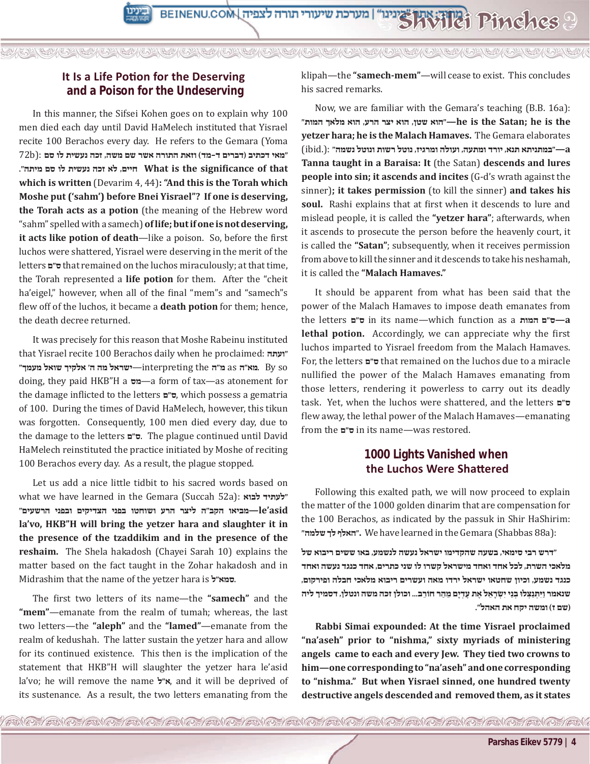## It Is a Life Potion for the Deserving and a Poison for the Undeserving

In this manner, the Sifsei Kohen goes on to explain why 100 men died each day until David HaMelech instituted that Yisrael recite 100 Berachos every day. He refers to the Gemara (Yoma 72b): "מאי דכתיב (דברים ד-מד) וזאת התורה אשר שם משה, זכה נעשית לו סם חיים, לא זכה נעשית לו סם מיתה". **What is the significance of that which is written** (Devarim 4, 44)**: "And this is the Torah which Moshe put ('sahm') before Bnei Yisrael"? If one is deserving, the Torah acts as a potion** (the meaning of the Hebrew word "sahm" spelled with a samech) **of life; but if one is not deserving, it acts like potion of death**—like a poison. So, before the first luchos were shattered, Yisrael were deserving in the merit of the letters ס"ם that remained on the luchos miraculously; at that time, the Torah represented a **life potion** for them. After the "cheit ha'eigel," however, when all of the final "mem"s and "samech"s flew off of the luchos, it became a **death potion** for them; hence, the death decree returned.

It was precisely for this reason that Moshe Rabeinu instituted that Yisrael recite 100 Berachos daily when he proclaimed: "ועתה ישראל מה ה' אלקיך שואל מעמך"—interpreting the מ"ה as מא"ה. By so doing, they paid HKB"H a מס—a form of tax—as atonement for the damage inflicted to the letters ס"ם, which possess a gematria of 100. During the times of David HaMelech, however, this tikun was forgotten. Consequently, 100 men died every day, due to the damage to the letters ס"ם. The plague continued until David HaMelech reinstituted the practice initiated by Moshe of reciting 100 Berachos every day. As a result, the plague stopped.

Let us add a nice little tidbit to his sacred words based on what we have learned in the Gemara (Succah 52a): "לעתיד לבוא מביאו הקב"ה ליצר הרע ושוחטו בפני הצדיקים ובפני הרשעים"—**le'asid la'vo, HKB"H will bring the yetzer hara and slaughter it in the presence of the tzaddikim and in the presence of the reshaim.** The Shela hakadosh (Chayei Sarah 10) explains the matter based on the fact taught in the Zohar hakadosh and in Midrashim that the name of the yetzer hara is סמא"ל.

The first two letters of its name—the **"samech"** and the **"mem"**—emanate from the realm of tumah; whereas, the last two letters—the **"aleph"** and the **"lamed"**—emanate from the realm of kedushah. The latter sustain the yetzer hara and allow for its continued existence. This then is the implication of the statement that HKB"H will slaughter the yetzer hara le'asid la'vo; he will remove the name א"ל, and it will be deprived of its sustenance. As a result, the two letters emanating from the klipah—the **"samech-mem"**—will cease to exist. This concludes his sacred remarks.

Now, we are familiar with the Gemara's teaching (B.B. 16a): "הוא שטן, הוא יצר הרע, הוא מלאך המות"—**he is the Satan; he is the yetzer hara; he is the Malach Hamaves.** The Gemara elaborates (ibid.): "במתניתא תנא, יורד ומתעה, ועולה ומרגיז, נוטל רשות ונוטל נשמה"—**a Tanna taught in a Baraisa: It** (the Satan) **descends and lures people into sin; it ascends and incites** (G-d's wrath against the sinner)**; it takes permission** (to kill the sinner) **and takes his soul.** Rashi explains that at first when it descends to lure and mislead people, it is called the **"yetzer hara"**; afterwards, when it ascends to prosecute the person before the heavenly court, it is called the **"Satan"**; subsequently, when it receives permission from above to kill the sinner and it descends to take his neshamah, it is called the **"Malach Hamaves."**

It should be apparent from what has been said that the power of the Malach Hamaves to impose death emanates from the letters ס"ם in its name—which function as a **ס"ם המות—a lethal potion.** Accordingly, we can appreciate why the first luchos imparted to Yisrael freedom from the Malach Hamaves. For, the letters ס"ם that remained on the luchos due to a miracle nullified the power of the Malach Hamaves emanating from those letters, rendering it powerless to carry out its deadly task. Yet, when the luchos were shattered, and the letters ס"ם flew away, the lethal power of the Malach Hamaves—emanating from the ס"ם in its name—was restored.

## 1000 Lights Vanished when the Luchos Were Shattered

Following this exalted path, we will now proceed to explain the matter of the 1000 golden dinarim that are compensation for the 100 Berachos, as indicated by the passuk in Shir HaShirim: **"האלף לך שלמה".** We have learned in the Gemara (Shabbas 88a):

**"דרש רבי סימאי, בשעה שהקדימו ישראל נעשה לנשמע, באו ששים ריבוא של מלאכי השרת, לכל אחד ואחד מישראל קשרו לו שני כתרים, אחד כנגד נעשה ואחד כנגד נשמע, וכיון שחטאו ישראל ירדו מאה ועשרים ריבוא מלאכי חבלה ופירקום, שנאמר וַיִּתְנַצְּלוּ בְנֵי יִשְׂרָאֵל אֶת עֶדְיָם מֵהַר חוֹרֵב... וכולן זכה משה ונטלן, דסמיך ליה (שם ז) ומשה יקח את האהל".**

**Rabbi Simai expounded: At the time Yisrael proclaimed "na'aseh" prior to "nishma," sixty myriads of ministering angels came to each and every Jew. They tied two crowns to him—one corresponding to "na'aseh" and one corresponding to "nishma." But when Yisrael sinned, one hundred twenty destructive angels descended and removed them, as it states**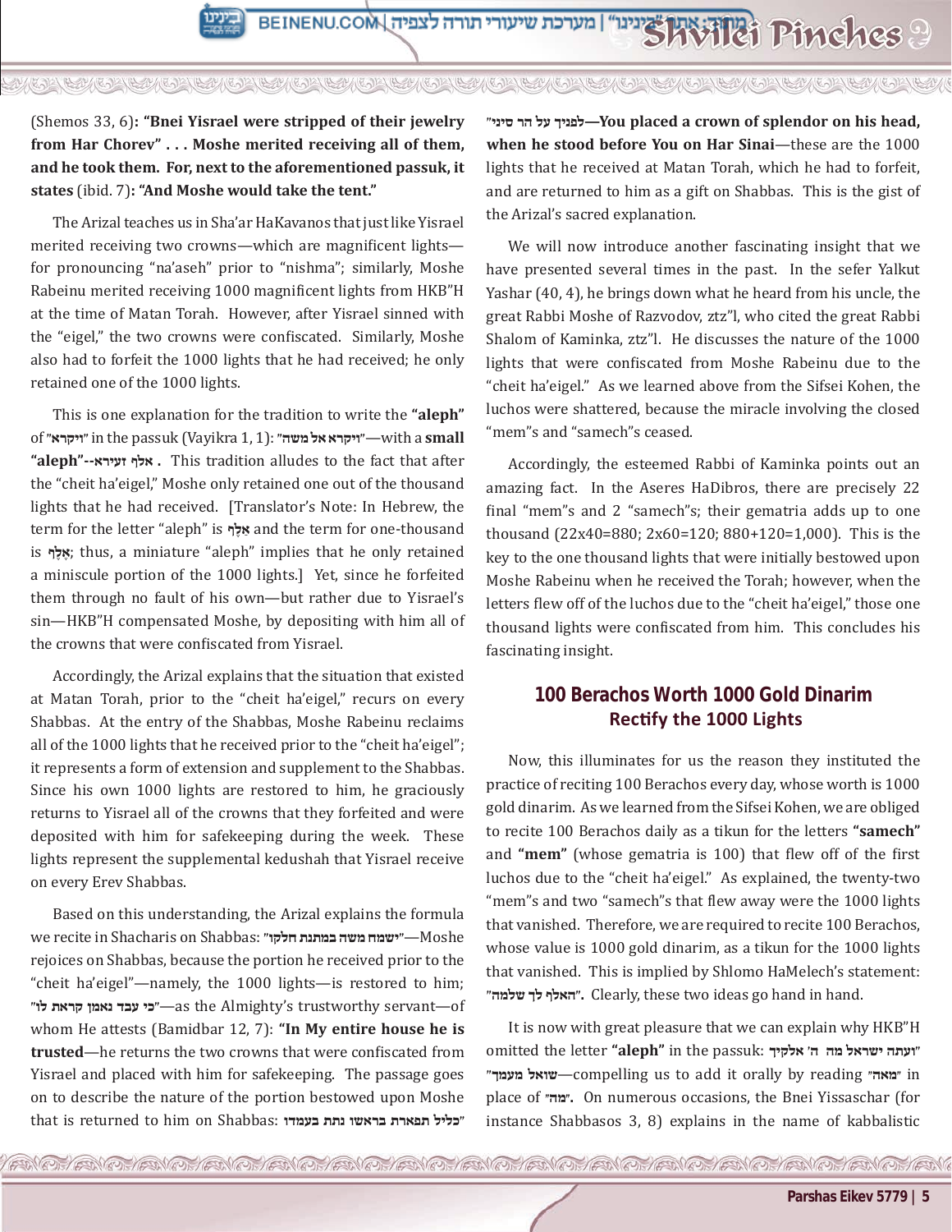(Shemos 33, 6)**: "Bnei Yisrael were stripped of their jewelry from Har Chorev" . . . Moshe merited receiving all of them, and he took them. For, next to the aforementioned passuk, it states** (ibid. 7)**: "And Moshe would take the tent."**

The Arizal teaches us in Sha'ar HaKavanos that just like Yisrael merited receiving two crowns—which are magnificent lights—for pronouncing "na'aseh" prior to "nishma"; similarly, Moshe Rabeinu merited receiving 1000 magnificent lights from HKB"H at the time of Matan Torah. However, after Yisrael sinned with the "eigel," the two crowns were confiscated. Similarly, Moshe also had to forfeit the 1000 lights that he had received; he only retained one of the 1000 lights.

This is one explanation for the tradition to write the **"aleph"** of "ויקרא" in the passuk (Vayikra 1, 1): "ויקרא אל משה"—with a **small "aleph"--אלף זעירא .** This tradition alludes to the fact that after the "cheit ha'eigel," Moshe only retained one out of the thousand lights that he had received. [Translator's Note: In Hebrew, the term for the letter "aleph" is אַלֶף and the term for one-thousand is אֶלֶף; thus, a miniature "aleph" implies that he only retained a miniscule portion of the 1000 lights.] Yet, since he forfeited them through no fault of his own—but rather due to Yisrael's sin—HKB"H compensated Moshe, by depositing with him all of the crowns that were confiscated from Yisrael.

Accordingly, the Arizal explains that the situation that existed at Matan Torah, prior to the "cheit ha'eigel," recurs on every Shabbas. At the entry of the Shabbas, Moshe Rabeinu reclaims all of the 1000 lights that he received prior to the "cheit ha'eigel"; it represents a form of extension and supplement to the Shabbas. Since his own 1000 lights are restored to him, he graciously returns to Yisrael all of the crowns that they forfeited and were deposited with him for safekeeping during the week. These lights represent the supplemental kedushah that Yisrael receive on every Erev Shabbas.

Based on this understanding, the Arizal explains the formula we recite in Shacharis on Shabbas: "ישמח משה במתנת חלקו"—Moshe rejoices on Shabbas, because the portion he received prior to the "cheit ha'eigel"—namely, the 1000 lights—is restored to him; "כי עבד נאמן קראת לו"—as the Almighty's trustworthy servant—of whom He attests (Bamidbar 12, 7): **"In My entire house he is trusted**—he returns the two crowns that were confiscated from Yisrael and placed with him for safekeeping. The passage goes on to describe the nature of the portion bestowed upon Moshe that is returned to him on Shabbas: "כליל תפארת בראשו נתת בעמדו לפניך על הר סיני"**—You placed a crown of splendor on his head, when he stood before You on Har Sinai**—these are the 1000 lights that he received at Matan Torah, which he had to forfeit, and are returned to him as a gift on Shabbas. This is the gist of the Arizal's sacred explanation.

We will now introduce another fascinating insight that we have presented several times in the past. In the sefer Yalkut Yashar (40, 4), he brings down what he heard from his uncle, the great Rabbi Moshe of Razvodov, ztz"l, who cited the great Rabbi Shalom of Kaminka, ztz"l. He discusses the nature of the 1000 lights that were confiscated from Moshe Rabeinu due to the "cheit ha'eigel." As we learned above from the Sifsei Kohen, the luchos were shattered, because the miracle involving the closed "mem"s and "samech"s ceased.

Accordingly, the esteemed Rabbi of Kaminka points out an amazing fact. In the Aseres HaDibros, there are precisely 22 final "mem"s and 2 "samech"s; their gematria adds up to one thousand (22x40=880; 2x60=120; 880+120=1,000). This is the key to the one thousand lights that were initially bestowed upon Moshe Rabeinu when he received the Torah; however, when the letters flew off of the luchos due to the "cheit ha'eigel," those one thousand lights were confiscated from him. This concludes his fascinating insight.

## 100 Berachos Worth 1000 Gold Dinarim
### Rectify the 1000 Lights

Now, this illuminates for us the reason they instituted the practice of reciting 100 Berachos every day, whose worth is 1000 gold dinarim. As we learned from the Sifsei Kohen, we are obliged to recite 100 Berachos daily as a tikun for the letters **"samech"** and **"mem"** (whose gematria is 100) that flew off of the first luchos due to the "cheit ha'eigel." As explained, the twenty-two "mem"s and two "samech"s that flew away were the 1000 lights that vanished. Therefore, we are required to recite 100 Berachos, whose value is 1000 gold dinarim, as a tikun for the 1000 lights that vanished. This is implied by Shlomo HaMelech's statement: **"האלף לך שלמה".** Clearly, these two ideas go hand in hand.

It is now with great pleasure that we can explain why HKB"H omitted the letter **"aleph"** in the passuk: **"ועתה ישראל מה ה' אלקיך שואל מעמך"**—compelling us to add it orally by reading **"מאה"** in place of **"מה".** On numerous occasions, the Bnei Yissaschar (for instance Shabbasos 3, 8) explains in the name of kabbalistic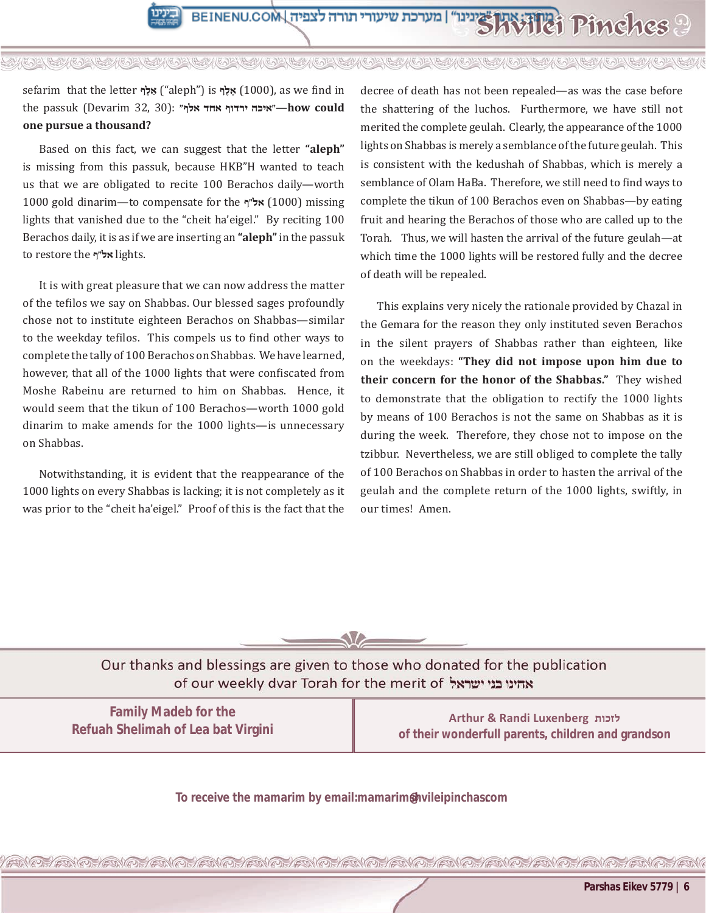sefarim that the letter אָלֶף ("aleph") is אֶלֶף (1000), as we find in the passuk (Devarim 32, 30): "איכה ירדוף אחד אלף"—**how could one pursue a thousand?**

Based on this fact, we can suggest that the letter **"aleph"** is missing from this passuk, because HKB"H wanted to teach us that we are obligated to recite 100 Berachos daily—worth 1000 gold dinarim—to compensate for the אל"ף (1000) missing lights that vanished due to the "cheit ha'eigel." By reciting 100 Berachos daily, it is as if we are inserting an **"aleph"** in the passuk to restore the אל"ף lights.

It is with great pleasure that we can now address the matter of the tefilos we say on Shabbas. Our blessed sages profoundly chose not to institute eighteen Berachos on Shabbas—similar to the weekday tefilos. This compels us to find other ways to complete the tally of 100 Berachos on Shabbas. We have learned, however, that all of the 1000 lights that were confiscated from Moshe Rabeinu are returned to him on Shabbas. Hence, it would seem that the tikun of 100 Berachos—worth 1000 gold dinarim to make amends for the 1000 lights—is unnecessary on Shabbas.

Notwithstanding, it is evident that the reappearance of the 1000 lights on every Shabbas is lacking; it is not completely as it was prior to the "cheit ha'eigel." Proof of this is the fact that the decree of death has not been repealed—as was the case before the shattering of the luchos. Furthermore, we have still not merited the complete geulah. Clearly, the appearance of the 1000 lights on Shabbas is merely a semblance of the future geulah. This is consistent with the kedushah of Shabbas, which is merely a semblance of Olam HaBa. Therefore, we still need to find ways to complete the tikun of 100 Berachos even on Shabbas—by eating fruit and hearing the Berachos of those who are called up to the Torah. Thus, we will hasten the arrival of the future geulah—at which time the 1000 lights will be restored fully and the decree of death will be repealed.

This explains very nicely the rationale provided by Chazal in the Gemara for the reason they only instituted seven Berachos in the silent prayers of Shabbas rather than eighteen, like on the weekdays: **"They did not impose upon him due to their concern for the honor of the Shabbas."** They wished to demonstrate that the obligation to rectify the 1000 lights by means of 100 Berachos is not the same on Shabbas as it is during the week. Therefore, they chose not to impose on the tzibbur. Nevertheless, we are still obliged to complete the tally of 100 Berachos on Shabbas in order to hasten the arrival of the geulah and the complete return of the 1000 lights, swiftly, in our times! Amen.

Our thanks and blessings are given to those who donated for the publication of our weekly dvar Torah for the merit of אחינו בני ישראל

| | |
|---|---|
| **Family Madeb for the Refuah Shelimah of Lea bat Virgini** | **Arthur & Randi Luxenberg לזכות of their wonderfull parents, children and grandson** |

**To receive the mamarim by email: mamarim@shvileipinchas.com**